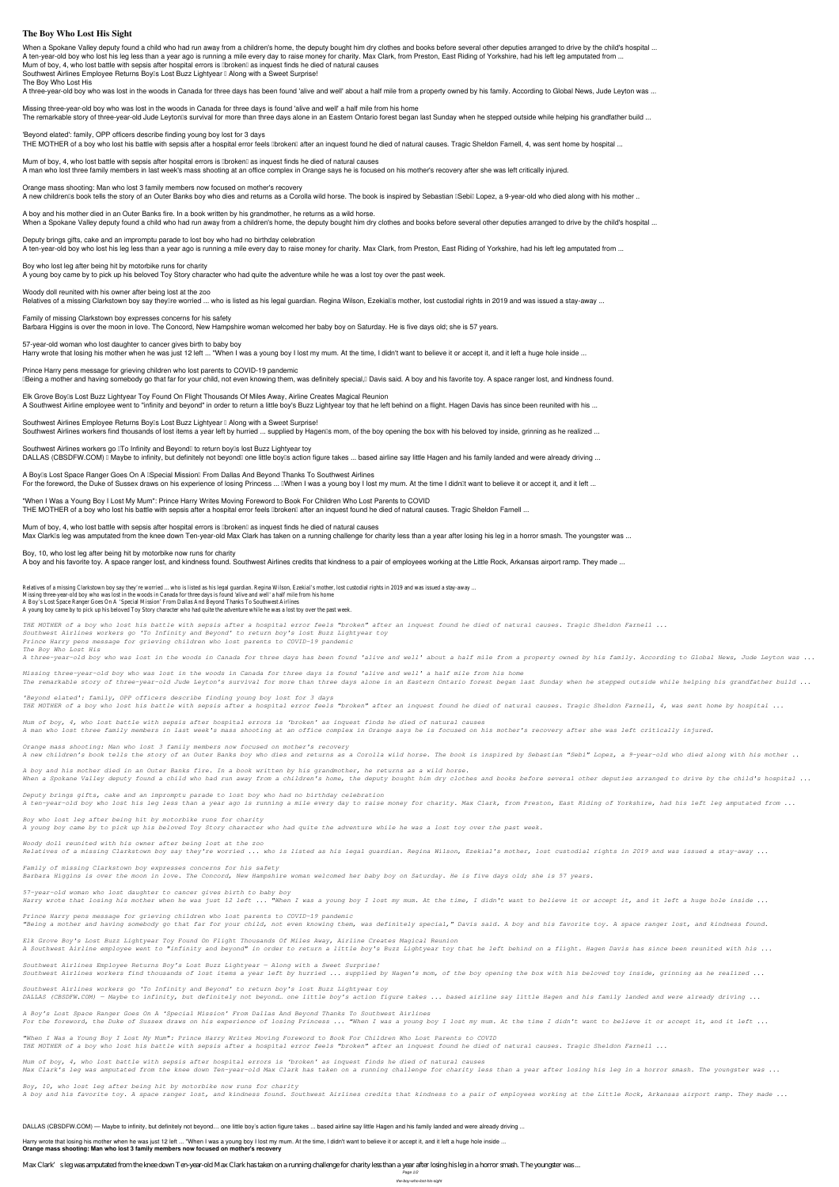# The Boy Who Lost His Sight

When a Spokane Valley deputy found a child who had run away from a children's home, the deputy bought him dry clothes and books before several other deputies arranged to drive by the child's hospital ...
A ten-year-old boy who lost his leg less than a year ago is running a mile every day to raise money for charity. Max Clark, from Preston, East Riding of Yorkshire, had his left leg amputated from ...
Mum of boy, 4, who lost battle with sepsis after hospital errors is 'broken' as inquest finds he died of natural causes
Southwest Airlines Employee Returns Boy's Lost Buzz Lightyear – Along with a Sweet Surprise!
The Boy Who Lost His
A three-year-old boy who was lost in the woods in Canada for three days has been found 'alive and well' about a half mile from a property owned by his family. According to Global News, Jude Leyton was ...

Missing three-year-old boy who was lost in the woods in Canada for three days is found 'alive and well' a half mile from his home
The remarkable story of three-year-old Jude Leyton's survival for more than three days alone in an Eastern Ontario forest began last Sunday when he stepped outside while helping his grandfather build ...

'Beyond elated': family, OPP officers describe finding young boy lost for 3 days
THE MOTHER of a boy who lost his battle with sepsis after a hospital error feels 'broken' after an inquest found he died of natural causes. Tragic Sheldon Farnell, 4, was sent home by hospital ...

Mum of boy, 4, who lost battle with sepsis after hospital errors is 'broken' as inquest finds he died of natural causes
A man who lost three family members in last week's mass shooting at an office complex in Orange says he is focused on his mother's recovery after she was left critically injured.

Orange mass shooting: Man who lost 3 family members now focused on mother's recovery
A new children's book tells the story of an Outer Banks boy who dies and returns as a Corolla wild horse. The book is inspired by Sebastian 'Sebi' Lopez, a 9-year-old who died along with his mother ..

A boy and his mother died in an Outer Banks fire. In a book written by his grandmother, he returns as a wild horse.
When a Spokane Valley deputy found a child who had run away from a children's home, the deputy bought him dry clothes and books before several other deputies arranged to drive by the child's hospital ...

Deputy brings gifts, cake and an impromptu parade to lost boy who had no birthday celebration
A ten-year-old boy who lost his leg less than a year ago is running a mile every day to raise money for charity. Max Clark, from Preston, East Riding of Yorkshire, had his left leg amputated from ...

Boy who lost leg after being hit by motorbike runs for charity
A young boy came by to pick up his beloved Toy Story character who had quite the adventure while he was a lost toy over the past week.

Woody doll reunited with his owner after being lost at the zoo
Relatives of a missing Clarkstown boy say they're worried ... who is listed as his legal guardian. Regina Wilson, Ezekial's mother, lost custodial rights in 2019 and was issued a stay-away ...

Family of missing Clarkstown boy expresses concerns for his safety
Barbara Higgins is over the moon in love. The Concord, New Hampshire woman welcomed her baby boy on Saturday. He is five days old; she is 57 years.

57-year-old woman who lost daughter to cancer gives birth to baby boy
Harry wrote that losing his mother when he was just 12 left ... "When I was a young boy I lost my mum. At the time, I didn't want to believe it or accept it, and it left a huge hole inside ...

Prince Harry pens message for grieving children who lost parents to COVID-19 pandemic
"Being a mother and having somebody go that far for your child, not even knowing them, was definitely special," Davis said. A boy and his favorite toy. A space ranger lost, and kindness found.

Elk Grove Boy's Lost Buzz Lightyear Toy Found On Flight Thousands Of Miles Away, Airline Creates Magical Reunion
A Southwest Airline employee went to "infinity and beyond" in order to return a little boy's Buzz Lightyear toy that he left behind on a flight. Hagen Davis has since been reunited with his ...

Southwest Airlines Employee Returns Boy's Lost Buzz Lightyear – Along with a Sweet Surprise!
Southwest Airlines workers find thousands of lost items a year left by hurried ... supplied by Hagen's mom, of the boy opening the box with his beloved toy inside, grinning as he realized ...

Southwest Airlines workers go 'To Infinity and Beyond' to return boy's lost Buzz Lightyear toy
DALLAS (CBSDFW.COM) – Maybe to infinity, but definitely not beyond… one little boy's action figure takes ... based airline say little Hagen and his family landed and were already driving ...

A Boy's Lost Space Ranger Goes On A 'Special Mission' From Dallas And Beyond Thanks To Southwest Airlines
For the foreword, the Duke of Sussex draws on his experience of losing Princess ... "When I was a young boy I lost my mum. At the time I didn't want to believe it or accept it, and it left ...

"When I Was a Young Boy I Lost My Mum": Prince Harry Writes Moving Foreword to Book For Children Who Lost Parents to COVID
THE MOTHER of a boy who lost his battle with sepsis after a hospital error feels 'broken' after an inquest found he died of natural causes. Tragic Sheldon Farnell ...

Mum of boy, 4, who lost battle with sepsis after hospital errors is 'broken' as inquest finds he died of natural causes
Max Clark's leg was amputated from the knee down Ten-year-old Max Clark has taken on a running challenge for charity less than a year after losing his leg in a horror smash. The youngster was ...

Boy, 10, who lost leg after being hit by motorbike now runs for charity
A boy and his favorite toy. A space ranger lost, and kindness found. Southwest Airlines credits that kindness to a pair of employees working at the Little Rock, Arkansas airport ramp. They made ...

Relatives of a missing Clarkstown boy say they're worried ... who is listed as his legal guardian. Regina Wilson, Ezekial's mother, lost custodial rights in 2019 and was issued a stay-away ...
Missing three-year-old boy who was lost in the woods in Canada for three days is found 'alive and well' a half mile from his home
A Boy's Lost Space Ranger Goes On A 'Special Mission' From Dallas And Beyond Thanks To Southwest Airlines
A young boy came by to pick up his beloved Toy Story character who had quite the adventure while he was a lost toy over the past week.

*THE MOTHER of a boy who lost his battle with sepsis after a hospital error feels "broken" after an inquest found he died of natural causes. Tragic Sheldon Farnell ...*
*Southwest Airlines workers go 'To Infinity and Beyond' to return boy's lost Buzz Lightyear toy*
*Prince Harry pens message for grieving children who lost parents to COVID-19 pandemic*
*The Boy Who Lost His*
*A three-year-old boy who was lost in the woods in Canada for three days has been found 'alive and well' about a half mile from a property owned by his family. According to Global News, Jude Leyton was ...*

*Missing three-year-old boy who was lost in the woods in Canada for three days is found 'alive and well' a half mile from his home*
*The remarkable story of three-year-old Jude Leyton's survival for more than three days alone in an Eastern Ontario forest began last Sunday when he stepped outside while helping his grandfather build ...*

*'Beyond elated': family, OPP officers describe finding young boy lost for 3 days*
*THE MOTHER of a boy who lost his battle with sepsis after a hospital error feels "broken" after an inquest found he died of natural causes. Tragic Sheldon Farnell, 4, was sent home by hospital ...*

*Mum of boy, 4, who lost battle with sepsis after hospital errors is 'broken' as inquest finds he died of natural causes*
*A man who lost three family members in last week's mass shooting at an office complex in Orange says he is focused on his mother's recovery after she was left critically injured.*

*Orange mass shooting: Man who lost 3 family members now focused on mother's recovery*
*A new children's book tells the story of an Outer Banks boy who dies and returns as a Corolla wild horse. The book is inspired by Sebastian "Sebi" Lopez, a 9-year-old who died along with his mother ..*

*A boy and his mother died in an Outer Banks fire. In a book written by his grandmother, he returns as a wild horse.*
*When a Spokane Valley deputy found a child who had run away from a children's home, the deputy bought him dry clothes and books before several other deputies arranged to drive by the child's hospital ...*

*Deputy brings gifts, cake and an impromptu parade to lost boy who had no birthday celebration*
*A ten-year-old boy who lost his leg less than a year ago is running a mile every day to raise money for charity. Max Clark, from Preston, East Riding of Yorkshire, had his left leg amputated from ...*

*Boy who lost leg after being hit by motorbike runs for charity*
*A young boy came by to pick up his beloved Toy Story character who had quite the adventure while he was a lost toy over the past week.*

*Woody doll reunited with his owner after being lost at the zoo*
*Relatives of a missing Clarkstown boy say they're worried ... who is listed as his legal guardian. Regina Wilson, Ezekial's mother, lost custodial rights in 2019 and was issued a stay-away ...*

*Family of missing Clarkstown boy expresses concerns for his safety*
*Barbara Higgins is over the moon in love. The Concord, New Hampshire woman welcomed her baby boy on Saturday. He is five days old; she is 57 years.*

*57-year-old woman who lost daughter to cancer gives birth to baby boy*
*Harry wrote that losing his mother when he was just 12 left ... "When I was a young boy I lost my mum. At the time, I didn't want to believe it or accept it, and it left a huge hole inside ...*

*Prince Harry pens message for grieving children who lost parents to COVID-19 pandemic*
*"Being a mother and having somebody go that far for your child, not even knowing them, was definitely special," Davis said. A boy and his favorite toy. A space ranger lost, and kindness found.*

*Elk Grove Boy's Lost Buzz Lightyear Toy Found On Flight Thousands Of Miles Away, Airline Creates Magical Reunion*
*A Southwest Airline employee went to "infinity and beyond" in order to return a little boy's Buzz Lightyear toy that he left behind on a flight. Hagen Davis has since been reunited with his ...*

*Southwest Airlines Employee Returns Boy's Lost Buzz Lightyear — Along with a Sweet Surprise!*
*Southwest Airlines workers find thousands of lost items a year left by hurried ... supplied by Hagen's mom, of the boy opening the box with his beloved toy inside, grinning as he realized ...*

*Southwest Airlines workers go 'To Infinity and Beyond' to return boy's lost Buzz Lightyear toy*
*DALLAS (CBSDFW.COM) — Maybe to infinity, but definitely not beyond… one little boy's action figure takes ... based airline say little Hagen and his family landed and were already driving ...*

*A Boy's Lost Space Ranger Goes On A 'Special Mission' From Dallas And Beyond Thanks To Southwest Airlines*
*For the foreword, the Duke of Sussex draws on his experience of losing Princess ... "When I was a young boy I lost my mum. At the time I didn't want to believe it or accept it, and it left ...*

*"When I Was a Young Boy I Lost My Mum": Prince Harry Writes Moving Foreword to Book For Children Who Lost Parents to COVID*
*THE MOTHER of a boy who lost his battle with sepsis after a hospital error feels "broken" after an inquest found he died of natural causes. Tragic Sheldon Farnell ...*

*Mum of boy, 4, who lost battle with sepsis after hospital errors is 'broken' as inquest finds he died of natural causes*
*Max Clark's leg was amputated from the knee down Ten-year-old Max Clark has taken on a running challenge for charity less than a year after losing his leg in a horror smash. The youngster was ...*

*Boy, 10, who lost leg after being hit by motorbike now runs for charity*
*A boy and his favorite toy. A space ranger lost, and kindness found. Southwest Airlines credits that kindness to a pair of employees working at the Little Rock, Arkansas airport ramp. They made ...*

DALLAS (CBSDFW.COM) — Maybe to infinity, but definitely not beyond… one little boy's action figure takes ... based airline say little Hagen and his family landed and were already driving ...

Harry wrote that losing his mother when he was just 12 left ... "When I was a young boy I lost my mum. At the time, I didn't want to believe it or accept it, and it left a huge hole inside ...
**Orange mass shooting: Man who lost 3 family members now focused on mother's recovery**

Max Clark's leg was amputated from the knee down Ten-year-old Max Clark has taken on a running challenge for charity less than a year after losing his leg in a horror smash. The youngster was ...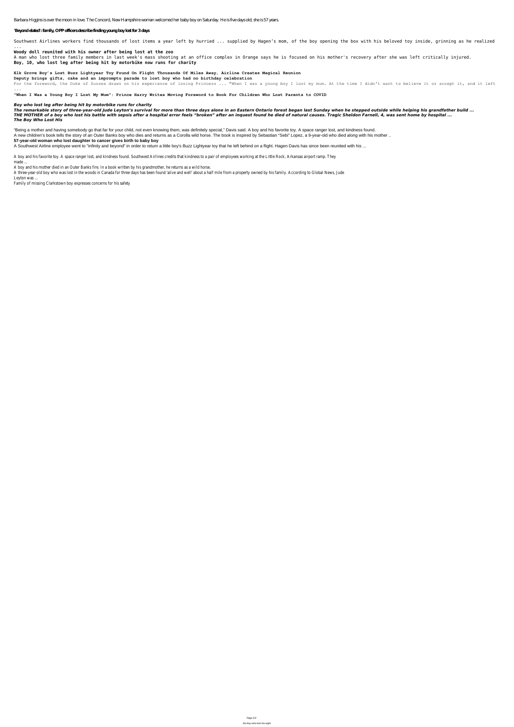Barbara Higgins is over the moon in love. The Concord, New Hampshire woman welcomed her baby boy on Saturday. He is five days old; she is 57 years.

**'Beyond elated': family, OPP officers describe finding young boy lost for 3 days**

Southwest Airlines workers find thousands of lost items a year left by hurried ... supplied by Hagen's mom, of the boy opening the box with his beloved toy inside, grinning as he realized ...

**Woody doll reunited with his owner after being lost at the zoo**

A man who lost three family members in last week's mass shooting at an office complex in Orange says he is focused on his mother's recovery after she was left critically injured.

**Boy, 10, who lost leg after being hit by motorbike now runs for charity**

**Elk Grove Boy's Lost Buzz Lightyear Toy Found On Flight Thousands Of Miles Away, Airline Creates Magical Reunion**

**Deputy brings gifts, cake and an impromptu parade to lost boy who had no birthday celebration**

For the foreword, the Duke of Sussex draws on his experience of losing Princess ... "When I was a young boy I lost my mum. At the time I didn't want to believe it or accept it, and it left ...

**"When I Was a Young Boy I Lost My Mum": Prince Harry Writes Moving Foreword to Book For Children Who Lost Parents to COVID**

***Boy who lost leg after being hit by motorbike runs for charity***

***The remarkable story of three-year-old Jude Leyton's survival for more than three days alone in an Eastern Ontario forest began last Sunday when he stepped outside while helping his grandfather build ...***

***THE MOTHER of a boy who lost his battle with sepsis after a hospital error feels "broken" after an inquest found he died of natural causes. Tragic Sheldon Farnell, 4, was sent home by hospital ...***

***The Boy Who Lost His***

"Being a mother and having somebody go that far for your child, not even knowing them, was definitely special," Davis said. A boy and his favorite toy. A space ranger lost, and kindness found.

A new children's book tells the story of an Outer Banks boy who dies and returns as a Corolla wild horse. The book is inspired by Sebastian "Sebi" Lopez, a 9-year-old who died along with his mother ..

**57-year-old woman who lost daughter to cancer gives birth to baby boy**

A Southwest Airline employee went to "infinity and beyond" in order to return a little boy's Buzz Lightyear toy that he left behind on a flight. Hagen Davis has since been reunited with his ...

A boy and his favorite toy. A space ranger lost, and kindness found. Southwest Airlines credits that kindness to a pair of employees working at the Little Rock, Arkansas airport ramp. They made ...

A boy and his mother died in an Outer Banks fire. In a book written by his grandmother, he returns as a wild horse.

A three-year-old boy who was lost in the woods in Canada for three days has been found 'alive and well' about a half mile from a property owned by his family. According to Global News, Jude Leyton was ...

Family of missing Clarkstown boy expresses concerns for his safety